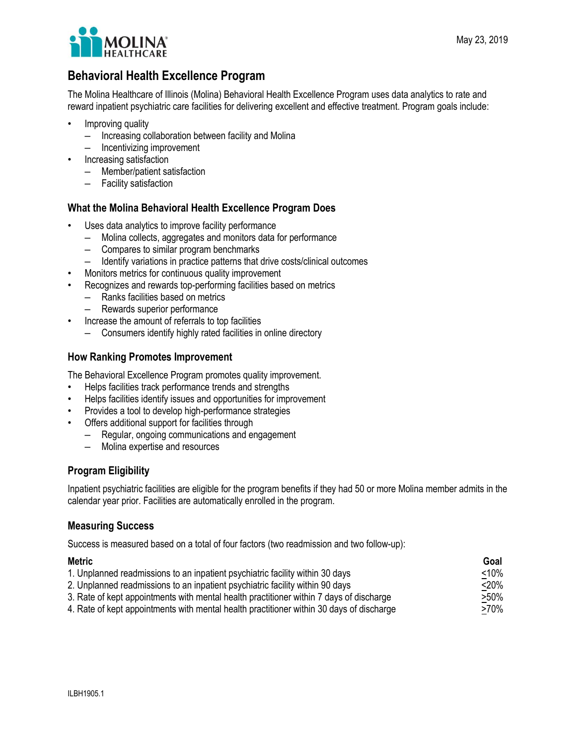May 23, 2019

# Behavioral Health Excellence Program

The Molina Healthcare of Illinois (Molina) Behavioral Health Excellence Program uses data analytics to rate and reward inpatient psychiatric care facilities for delivering excellent and effective treatment. Program goals include:

- Improving quality
  - Increasing collaboration between facility and Molina
  - Incentivizing improvement
- Increasing satisfaction
  - Member/patient satisfaction
  - Facility satisfaction

## What the Molina Behavioral Health Excellence Program Does

- Uses data analytics to improve facility performance
  - Molina collects, aggregates and monitors data for performance
  - Compares to similar program benchmarks
  - Identify variations in practice patterns that drive costs/clinical outcomes
- Monitors metrics for continuous quality improvement
- Recognizes and rewards top-performing facilities based on metrics
  - Ranks facilities based on metrics
  - Rewards superior performance
- Increase the amount of referrals to top facilities
  - Consumers identify highly rated facilities in online directory

## How Ranking Promotes Improvement

The Behavioral Excellence Program promotes quality improvement.

- Helps facilities track performance trends and strengths
- Helps facilities identify issues and opportunities for improvement
- Provides a tool to develop high-performance strategies
- Offers additional support for facilities through
  - Regular, ongoing communications and engagement
  - Molina expertise and resources

## Program Eligibility

Inpatient psychiatric facilities are eligible for the program benefits if they had 50 or more Molina member admits in the calendar year prior. Facilities are automatically enrolled in the program.

## Measuring Success

Success is measured based on a total of four factors (two readmission and two follow-up):

| Metric | Goal |
|---|---|
| 1. Unplanned readmissions to an inpatient psychiatric facility within 30 days | ≤10% |
| 2. Unplanned readmissions to an inpatient psychiatric facility within 90 days | ≤20% |
| 3. Rate of kept appointments with mental health practitioner within 7 days of discharge | ≥50% |
| 4. Rate of kept appointments with mental health practitioner within 30 days of discharge | ≥70% |

ILBH1905.1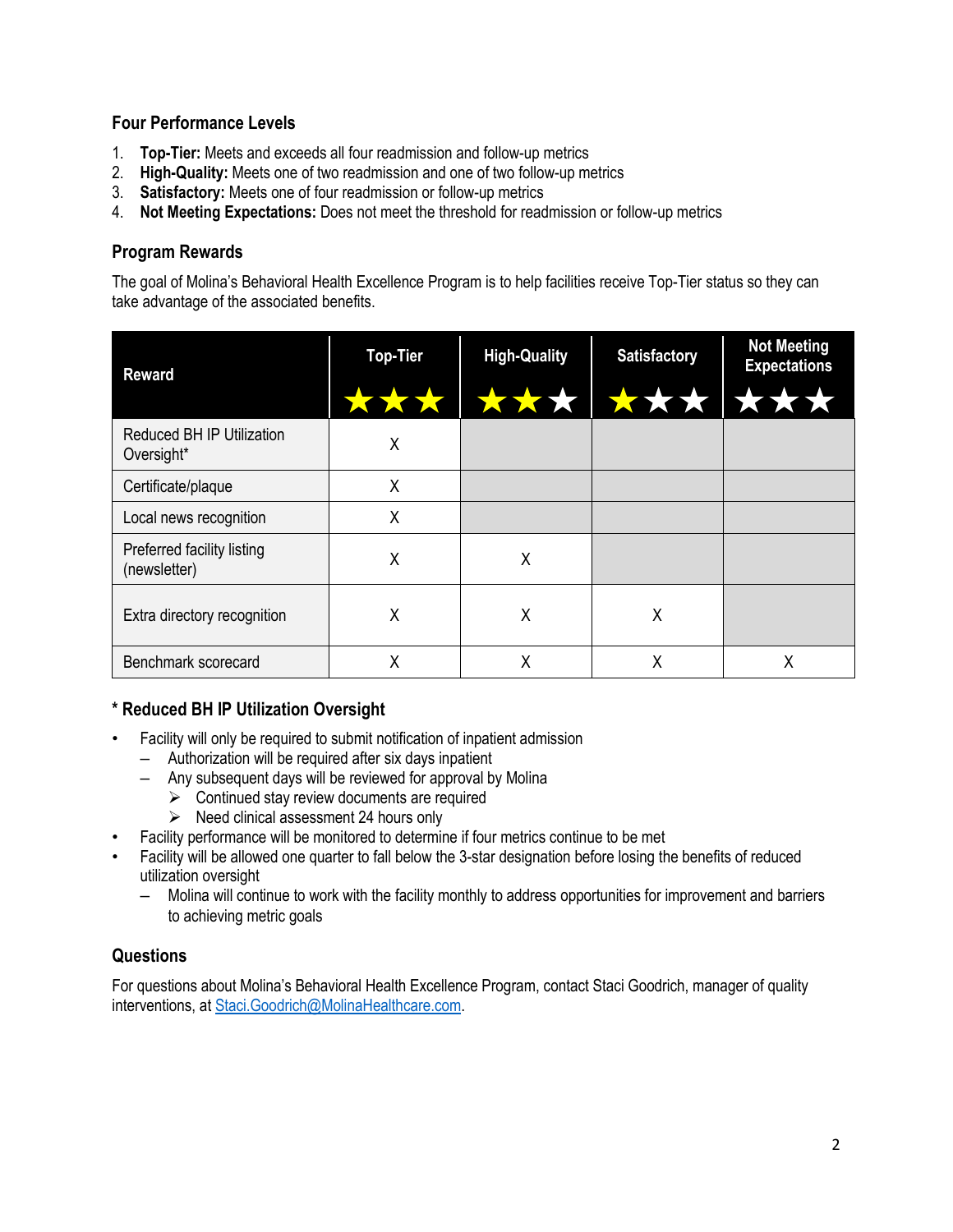### Four Performance Levels

1. **Top-Tier:** Meets and exceeds all four readmission and follow-up metrics
2. **High-Quality:** Meets one of two readmission and one of two follow-up metrics
3. **Satisfactory:** Meets one of four readmission or follow-up metrics
4. **Not Meeting Expectations:** Does not meet the threshold for readmission or follow-up metrics

### Program Rewards

The goal of Molina's Behavioral Health Excellence Program is to help facilities receive Top-Tier status so they can take advantage of the associated benefits.

| Reward | Top-Tier ★★★ | High-Quality ★★☆ | Satisfactory ★☆☆ | Not Meeting Expectations ☆☆☆ |
|---|---|---|---|---|
| Reduced BH IP Utilization Oversight* | X | | | |
| Certificate/plaque | X | | | |
| Local news recognition | X | | | |
| Preferred facility listing (newsletter) | X | X | | |
| Extra directory recognition | X | X | X | |
| Benchmark scorecard | X | X | X | X |

### * Reduced BH IP Utilization Oversight

- Facility will only be required to submit notification of inpatient admission
  - Authorization will be required after six days inpatient
  - Any subsequent days will be reviewed for approval by Molina
    - Continued stay review documents are required
    - Need clinical assessment 24 hours only
- Facility performance will be monitored to determine if four metrics continue to be met
- Facility will be allowed one quarter to fall below the 3-star designation before losing the benefits of reduced utilization oversight
  - Molina will continue to work with the facility monthly to address opportunities for improvement and barriers to achieving metric goals

### Questions

For questions about Molina's Behavioral Health Excellence Program, contact Staci Goodrich, manager of quality interventions, at Staci.Goodrich@MolinaHealthcare.com.